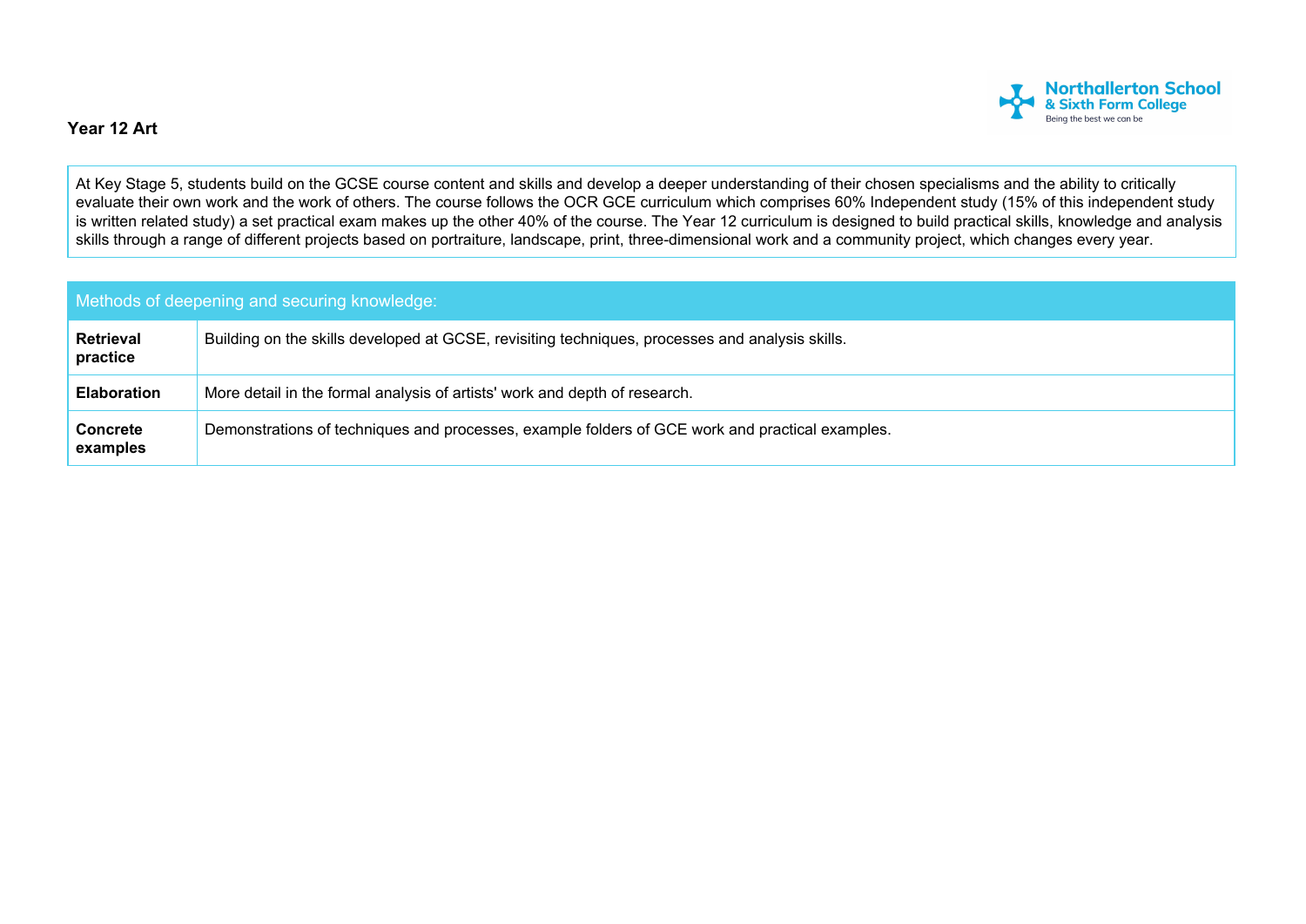## Year 12 Art

At Key Stage 5, students build on the GCSE course content and skills and develop a deeper understanding of their chosen specialisms and the ability to critically evaluate their own work and the work of others. The course follows the OCR GCE curriculum which comprises 60% Independent study (15% of this independent study is written related study) a set practical exam makes up the other 40% of the course. The Year 12 curriculum is designed to build practical skills, knowledge and analysis skills through a range of different projects based on portraiture, landscape, print, three-dimensional work and a community project, which changes every year.

| Methods of deepening and securing knowledge: | |
|---|---|
| **Retrieval practice** | Building on the skills developed at GCSE, revisiting techniques, processes and analysis skills. |
| **Elaboration** | More detail in the formal analysis of artists' work and depth of research. |
| **Concrete examples** | Demonstrations of techniques and processes, example folders of GCE work and practical examples. |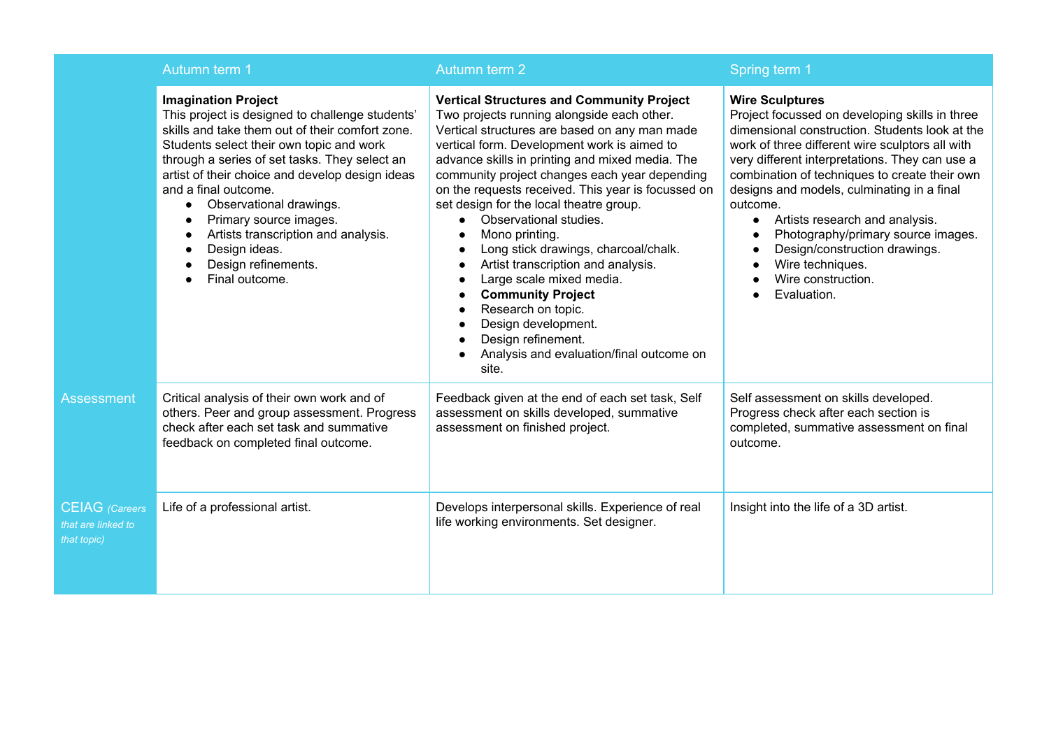| | Autumn term 1 | Autumn term 2 | Spring term 1 |
|---|---|---|---|
| | **Imagination Project**<br>This project is designed to challenge students' skills and take them out of their comfort zone. Students select their own topic and work through a series of set tasks. They select an artist of their choice and develop design ideas and a final outcome.<br>• Observational drawings.<br>• Primary source images.<br>• Artists transcription and analysis.<br>• Design ideas.<br>• Design refinements.<br>• Final outcome. | **Vertical Structures and Community Project**<br>Two projects running alongside each other. Vertical structures are based on any man made vertical form. Development work is aimed to advance skills in printing and mixed media. The community project changes each year depending on the requests received. This year is focussed on set design for the local theatre group.<br>• Observational studies.<br>• Mono printing.<br>• Long stick drawings, charcoal/chalk.<br>• Artist transcription and analysis.<br>• Large scale mixed media.<br>• **Community Project**<br>• Research on topic.<br>• Design development.<br>• Design refinement.<br>• Analysis and evaluation/final outcome on site. | **Wire Sculptures**<br>Project focussed on developing skills in three dimensional construction. Students look at the work of three different wire sculptors all with very different interpretations. They can use a combination of techniques to create their own designs and models, culminating in a final outcome.<br>• Artists research and analysis.<br>• Photography/primary source images.<br>• Design/construction drawings.<br>• Wire techniques.<br>• Wire construction.<br>• Evaluation. |
| Assessment | Critical analysis of their own work and of others. Peer and group assessment. Progress check after each set task and summative feedback on completed final outcome. | Feedback given at the end of each set task, Self assessment on skills developed, summative assessment on finished project. | Self assessment on skills developed. Progress check after each section is completed, summative assessment on final outcome. |
| CEIAG *(Careers that are linked to that topic)* | Life of a professional artist. | Develops interpersonal skills. Experience of real life working environments. Set designer. | Insight into the life of a 3D artist. |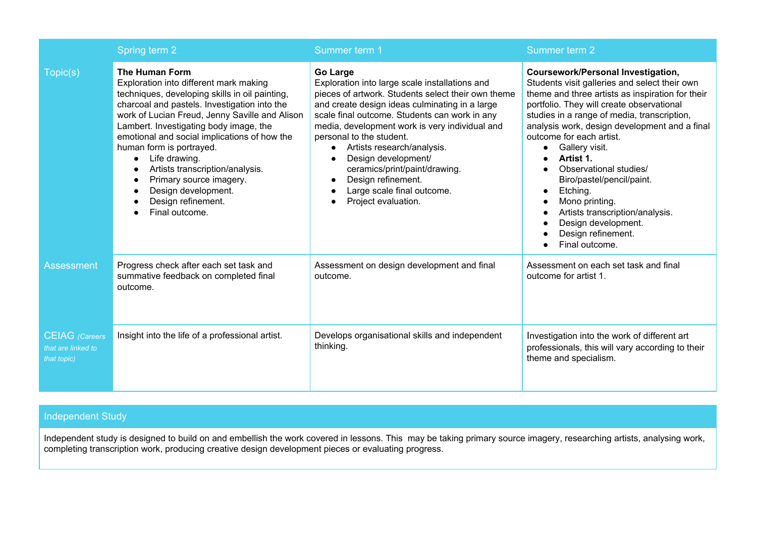| | Spring term 2 | Summer term 1 | Summer term 2 |
|---|---|---|---|
| Topic(s) | **The Human Form**<br>Exploration into different mark making techniques, developing skills in oil painting, charcoal and pastels. Investigation into the work of Lucian Freud, Jenny Saville and Alison Lambert. Investigating body image, the emotional and social implications of how the human form is portrayed.<br>• Life drawing.<br>• Artists transcription/analysis.<br>• Primary source imagery.<br>• Design development.<br>• Design refinement.<br>• Final outcome. | **Go Large**<br>Exploration into large scale installations and pieces of artwork. Students select their own theme and create design ideas culminating in a large scale final outcome. Students can work in any media, development work is very individual and personal to the student.<br>• Artists research/analysis.<br>• Design development/ ceramics/print/paint/drawing.<br>• Design refinement.<br>• Large scale final outcome.<br>• Project evaluation. | **Coursework/Personal Investigation,**<br>Students visit galleries and select their own theme and three artists as inspiration for their portfolio. They will create observational studies in a range of media, transcription, analysis work, design development and a final outcome for each artist.<br>• Gallery visit.<br>• **Artist 1.**<br>• Observational studies/ Biro/pastel/pencil/paint.<br>• Etching.<br>• Mono printing.<br>• Artists transcription/analysis.<br>• Design development.<br>• Design refinement.<br>• Final outcome. |
| Assessment | Progress check after each set task and summative feedback on completed final outcome. | Assessment on design development and final outcome. | Assessment on each set task and final outcome for artist 1. |
| CEIAG *(Careers that are linked to that topic)* | Insight into the life of a professional artist. | Develops organisational skills and independent thinking. | Investigation into the work of different art professionals, this will vary according to their theme and specialism. |

| Independent Study |
|---|
| Independent study is designed to build on and embellish the work covered in lessons. This may be taking primary source imagery, researching artists, analysing work, completing transcription work, producing creative design development pieces or evaluating progress. |